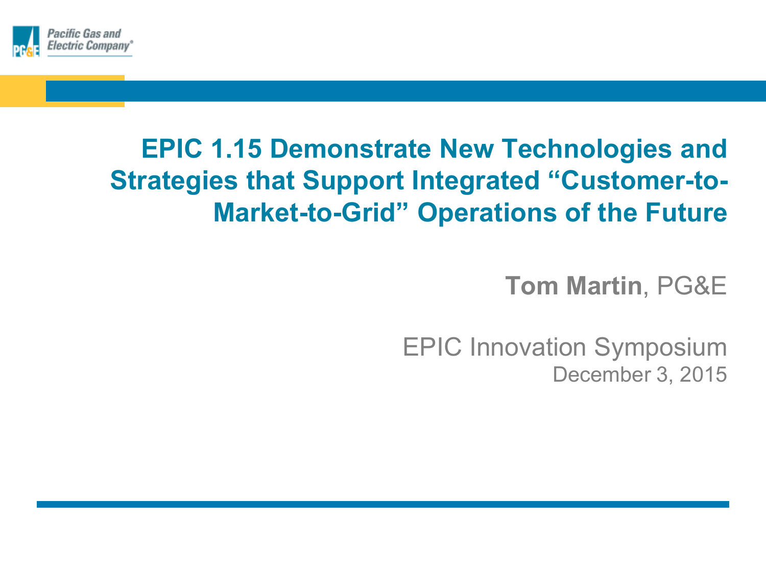Pacific Gas and Electric Company

# EPIC 1.15 Demonstrate New Technologies and Strategies that Support Integrated "Customer-to-Market-to-Grid" Operations of the Future

**Tom Martin**, PG&E

EPIC Innovation Symposium

December 3, 2015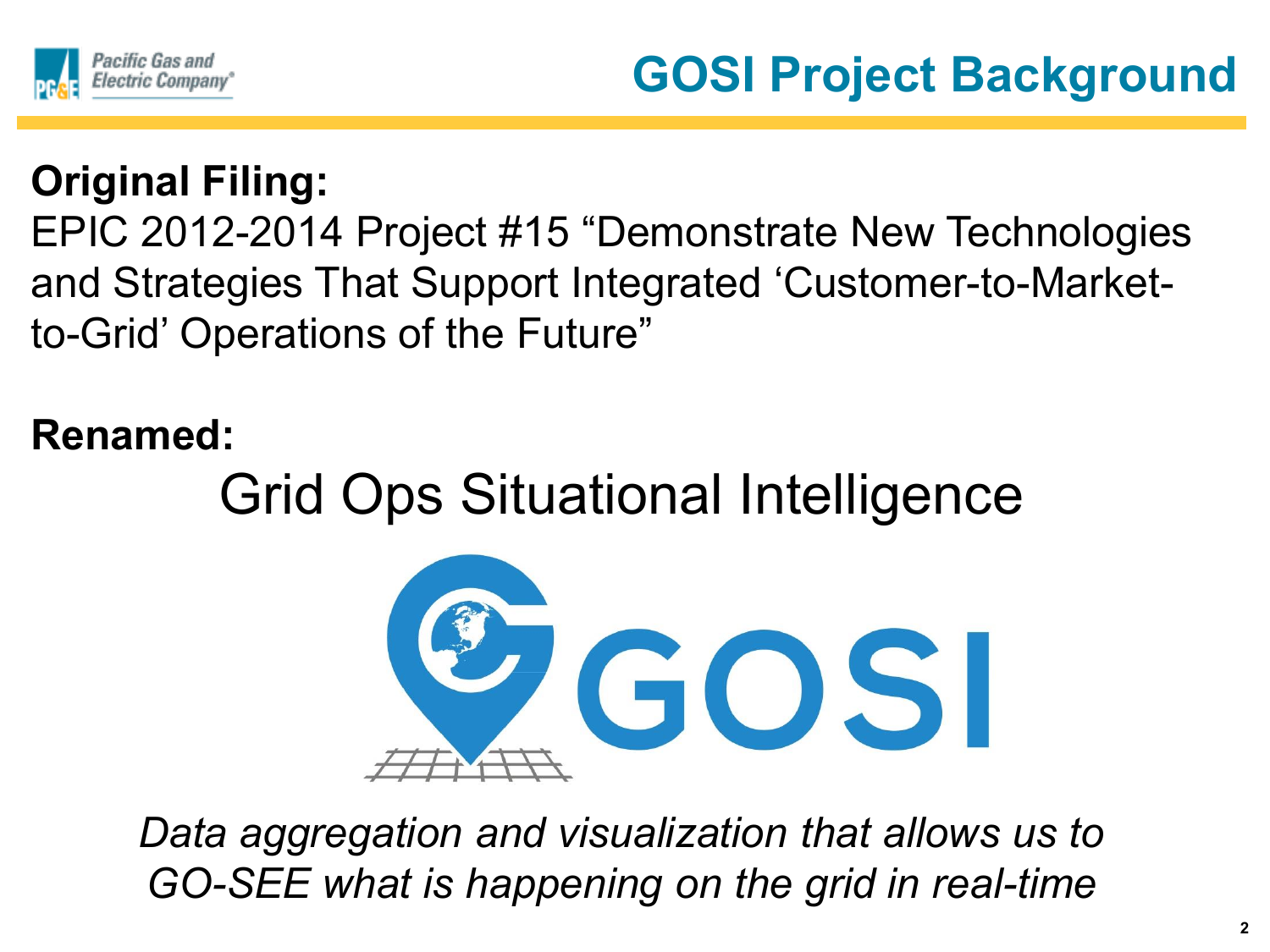# GOSI Project Background

**Original Filing:**
EPIC 2012-2014 Project #15 "Demonstrate New Technologies and Strategies That Support Integrated 'Customer-to-Market-to-Grid' Operations of the Future"

**Renamed:**

Grid Ops Situational Intelligence

GOSI

*Data aggregation and visualization that allows us to GO-SEE what is happening on the grid in real-time*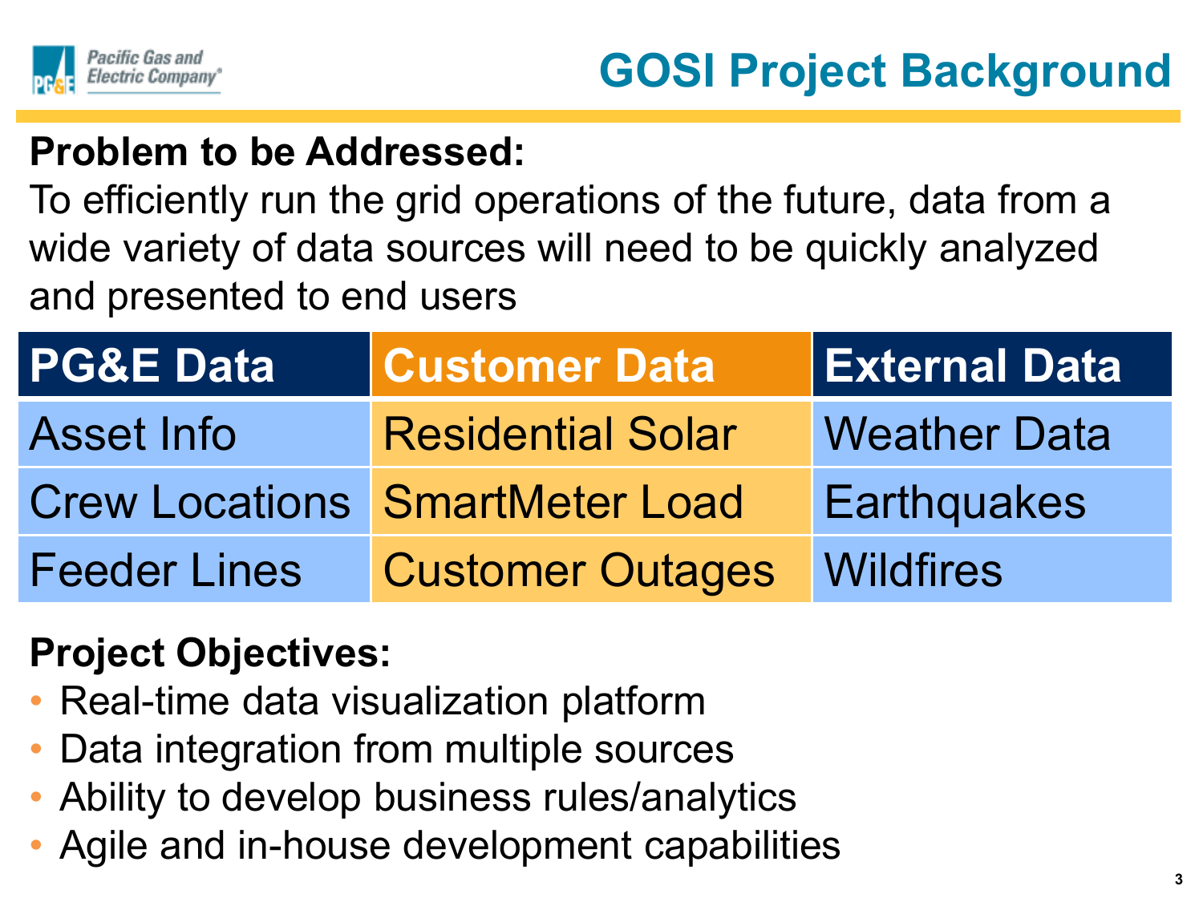# GOSI Project Background

**Problem to be Addressed:**

To efficiently run the grid operations of the future, data from a wide variety of data sources will need to be quickly analyzed and presented to end users

| PG&E Data | Customer Data | External Data |
|---|---|---|
| Asset Info | Residential Solar | Weather Data |
| Crew Locations | SmartMeter Load | Earthquakes |
| Feeder Lines | Customer Outages | Wildfires |

**Project Objectives:**

- Real-time data visualization platform
- Data integration from multiple sources
- Ability to develop business rules/analytics
- Agile and in-house development capabilities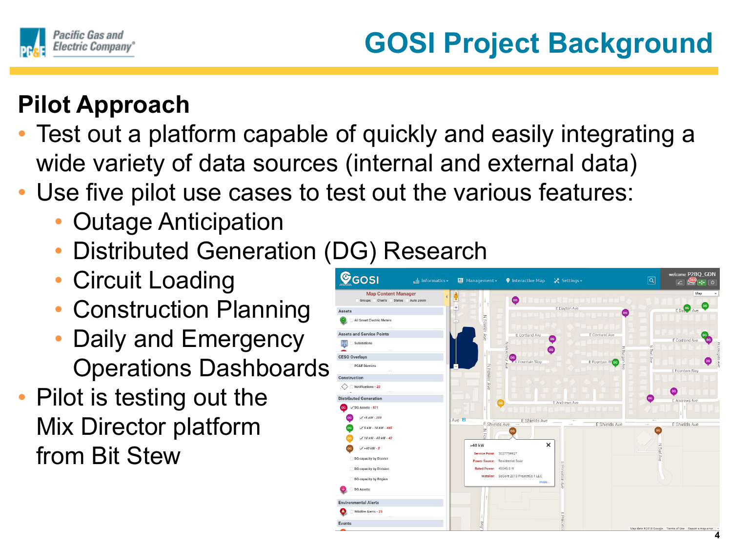# GOSI Project Background

## Pilot Approach

- Test out a platform capable of quickly and easily integrating a wide variety of data sources (internal and external data)
- Use five pilot use cases to test out the various features:
  - Outage Anticipation
  - Distributed Generation (DG) Research
  - Circuit Loading
  - Construction Planning
  - Daily and Emergency Operations Dashboards
- Pilot is testing out the Mix Director platform from Bit Stew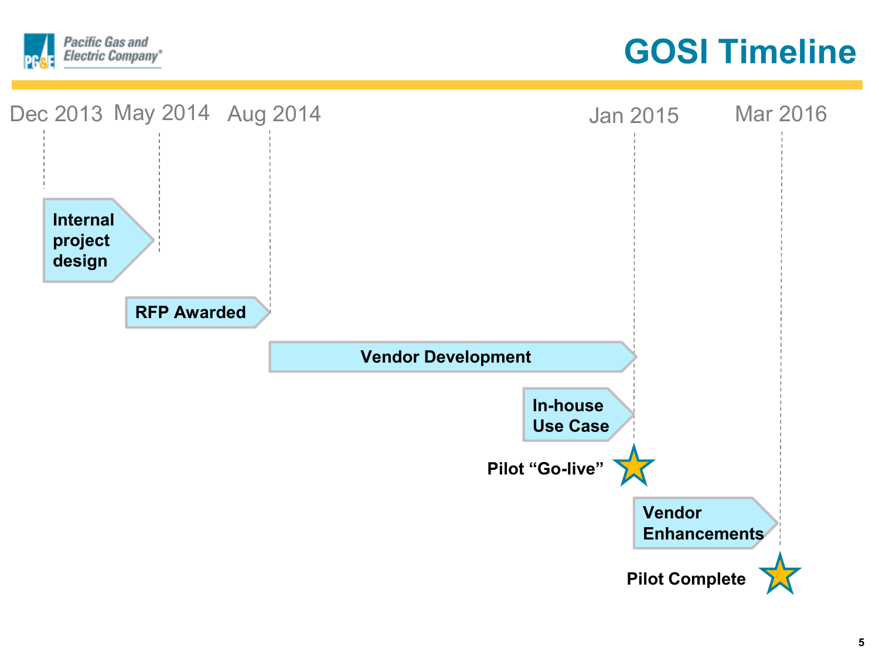# GOSI Timeline

Dec 2013 | May 2014 | Aug 2014 | Jan 2015 | Mar 2016

- **Internal project design** (Dec 2013 – May 2014)
- **RFP Awarded** (May 2014 – Aug 2014)
- **Vendor Development** (Aug 2014 – Jan 2015)
- **In-house Use Case** (– Jan 2015)
- **Pilot "Go-live"** (Jan 2015)
- **Vendor Enhancements** (Jan 2015 – Mar 2016)
- **Pilot Complete** (Mar 2016)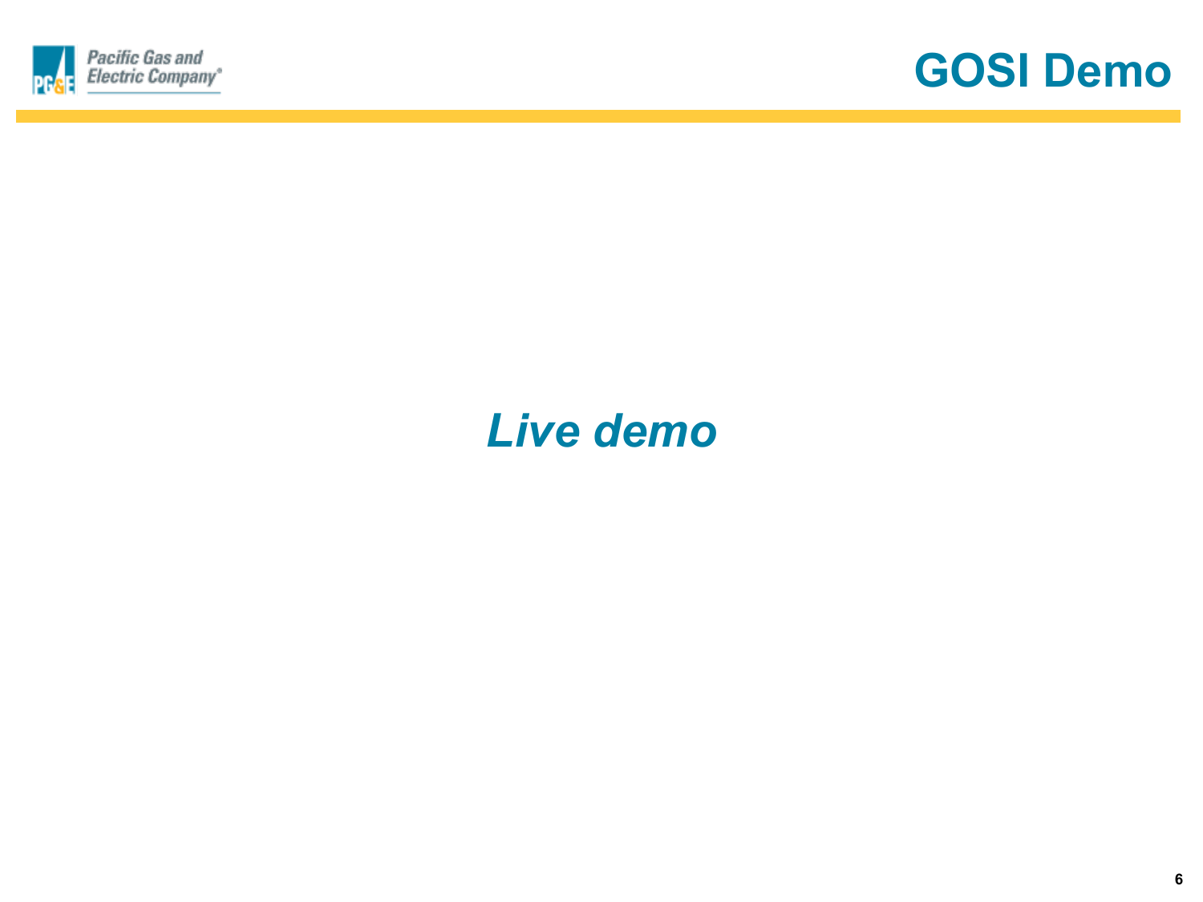# GOSI Demo

***Live demo***